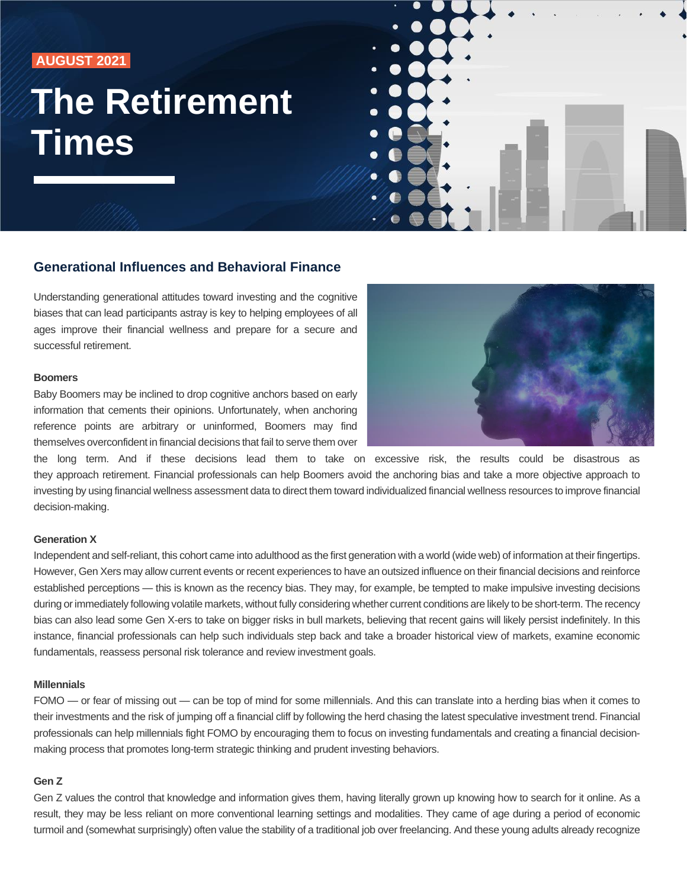AUGUST 2021

# The Retirement Times

## Generational Influences and Behavioral Finance

Understanding generational attitudes toward investing and the cognitive biases that can lead participants astray is key to helping employees of all ages improve their financial wellness and prepare for a secure and successful retirement.

**Boomers**

Baby Boomers may be inclined to drop cognitive anchors based on early information that cements their opinions. Unfortunately, when anchoring reference points are arbitrary or uninformed, Boomers may find themselves overconfident in financial decisions that fail to serve them over the long term. And if these decisions lead them to take on excessive risk, the results could be disastrous as they approach retirement. Financial professionals can help Boomers avoid the anchoring bias and take a more objective approach to investing by using financial wellness assessment data to direct them toward individualized financial wellness resources to improve financial decision-making.

**Generation X**

Independent and self-reliant, this cohort came into adulthood as the first generation with a world (wide web) of information at their fingertips. However, Gen Xers may allow current events or recent experiences to have an outsized influence on their financial decisions and reinforce established perceptions — this is known as the recency bias. They may, for example, be tempted to make impulsive investing decisions during or immediately following volatile markets, without fully considering whether current conditions are likely to be short-term. The recency bias can also lead some Gen X-ers to take on bigger risks in bull markets, believing that recent gains will likely persist indefinitely. In this instance, financial professionals can help such individuals step back and take a broader historical view of markets, examine economic fundamentals, reassess personal risk tolerance and review investment goals.

**Millennials**

FOMO — or fear of missing out — can be top of mind for some millennials. And this can translate into a herding bias when it comes to their investments and the risk of jumping off a financial cliff by following the herd chasing the latest speculative investment trend. Financial professionals can help millennials fight FOMO by encouraging them to focus on investing fundamentals and creating a financial decision-making process that promotes long-term strategic thinking and prudent investing behaviors.

**Gen Z**

Gen Z values the control that knowledge and information gives them, having literally grown up knowing how to search for it online. As a result, they may be less reliant on more conventional learning settings and modalities. They came of age during a period of economic turmoil and (somewhat surprisingly) often value the stability of a traditional job over freelancing. And these young adults already recognize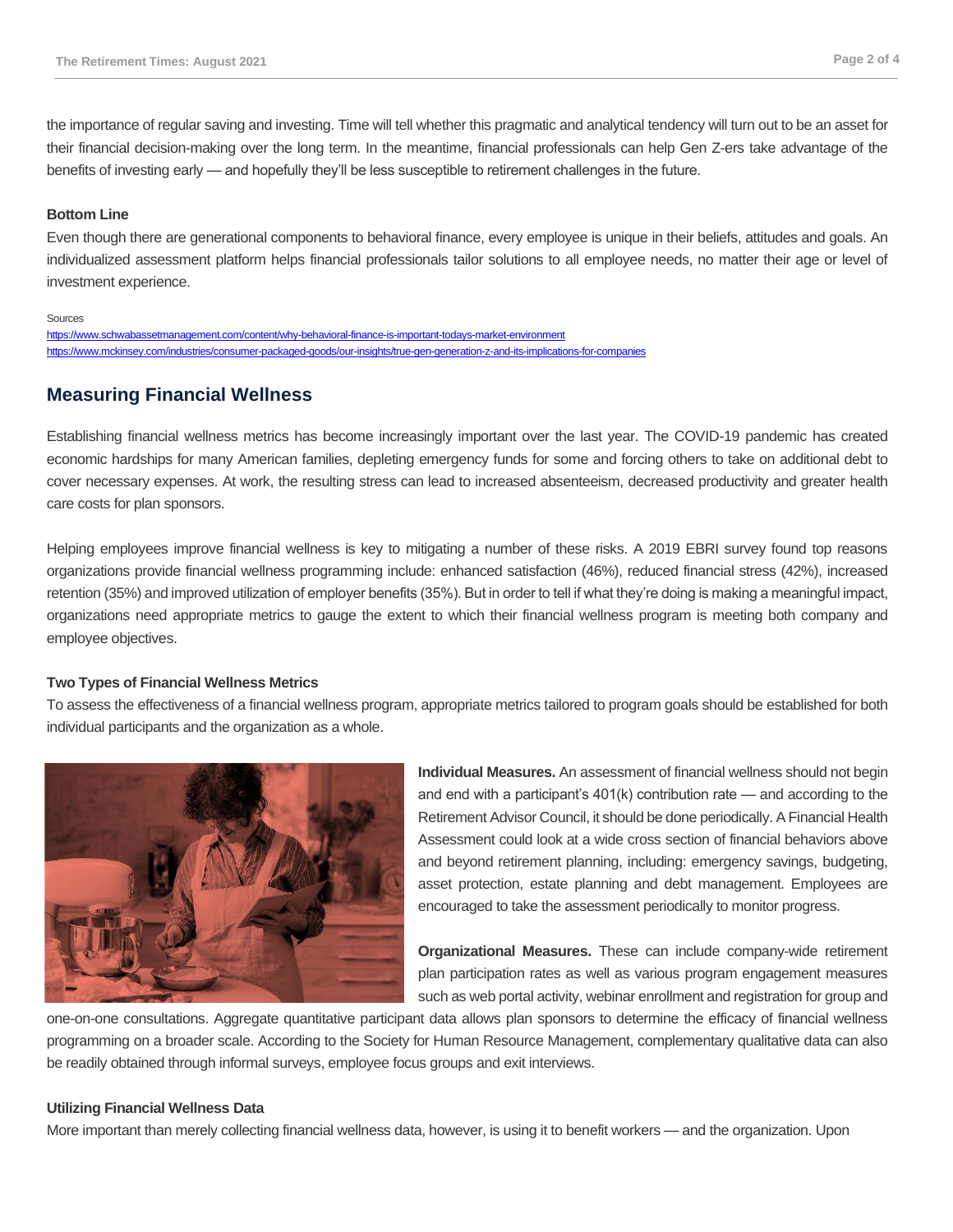the importance of regular saving and investing. Time will tell whether this pragmatic and analytical tendency will turn out to be an asset for their financial decision-making over the long term. In the meantime, financial professionals can help Gen Z-ers take advantage of the benefits of investing early — and hopefully they'll be less susceptible to retirement challenges in the future.

### Bottom Line

Even though there are generational components to behavioral finance, every employee is unique in their beliefs, attitudes and goals. An individualized assessment platform helps financial professionals tailor solutions to all employee needs, no matter their age or level of investment experience.

Sources
https://www.schwabassetmanagement.com/content/why-behavioral-finance-is-important-todays-market-environment
https://www.mckinsey.com/industries/consumer-packaged-goods/our-insights/true-gen-generation-z-and-its-implications-for-companies

## Measuring Financial Wellness

Establishing financial wellness metrics has become increasingly important over the last year. The COVID-19 pandemic has created economic hardships for many American families, depleting emergency funds for some and forcing others to take on additional debt to cover necessary expenses. At work, the resulting stress can lead to increased absenteeism, decreased productivity and greater health care costs for plan sponsors.

Helping employees improve financial wellness is key to mitigating a number of these risks. A 2019 EBRI survey found top reasons organizations provide financial wellness programming include: enhanced satisfaction (46%), reduced financial stress (42%), increased retention (35%) and improved utilization of employer benefits (35%). But in order to tell if what they're doing is making a meaningful impact, organizations need appropriate metrics to gauge the extent to which their financial wellness program is meeting both company and employee objectives.

### Two Types of Financial Wellness Metrics

To assess the effectiveness of a financial wellness program, appropriate metrics tailored to program goals should be established for both individual participants and the organization as a whole.

**Individual Measures.** An assessment of financial wellness should not begin and end with a participant's 401(k) contribution rate — and according to the Retirement Advisor Council, it should be done periodically. A Financial Health Assessment could look at a wide cross section of financial behaviors above and beyond retirement planning, including: emergency savings, budgeting, asset protection, estate planning and debt management. Employees are encouraged to take the assessment periodically to monitor progress.

**Organizational Measures.** These can include company-wide retirement plan participation rates as well as various program engagement measures such as web portal activity, webinar enrollment and registration for group and one-on-one consultations. Aggregate quantitative participant data allows plan sponsors to determine the efficacy of financial wellness programming on a broader scale. According to the Society for Human Resource Management, complementary qualitative data can also be readily obtained through informal surveys, employee focus groups and exit interviews.

### Utilizing Financial Wellness Data

More important than merely collecting financial wellness data, however, is using it to benefit workers — and the organization. Upon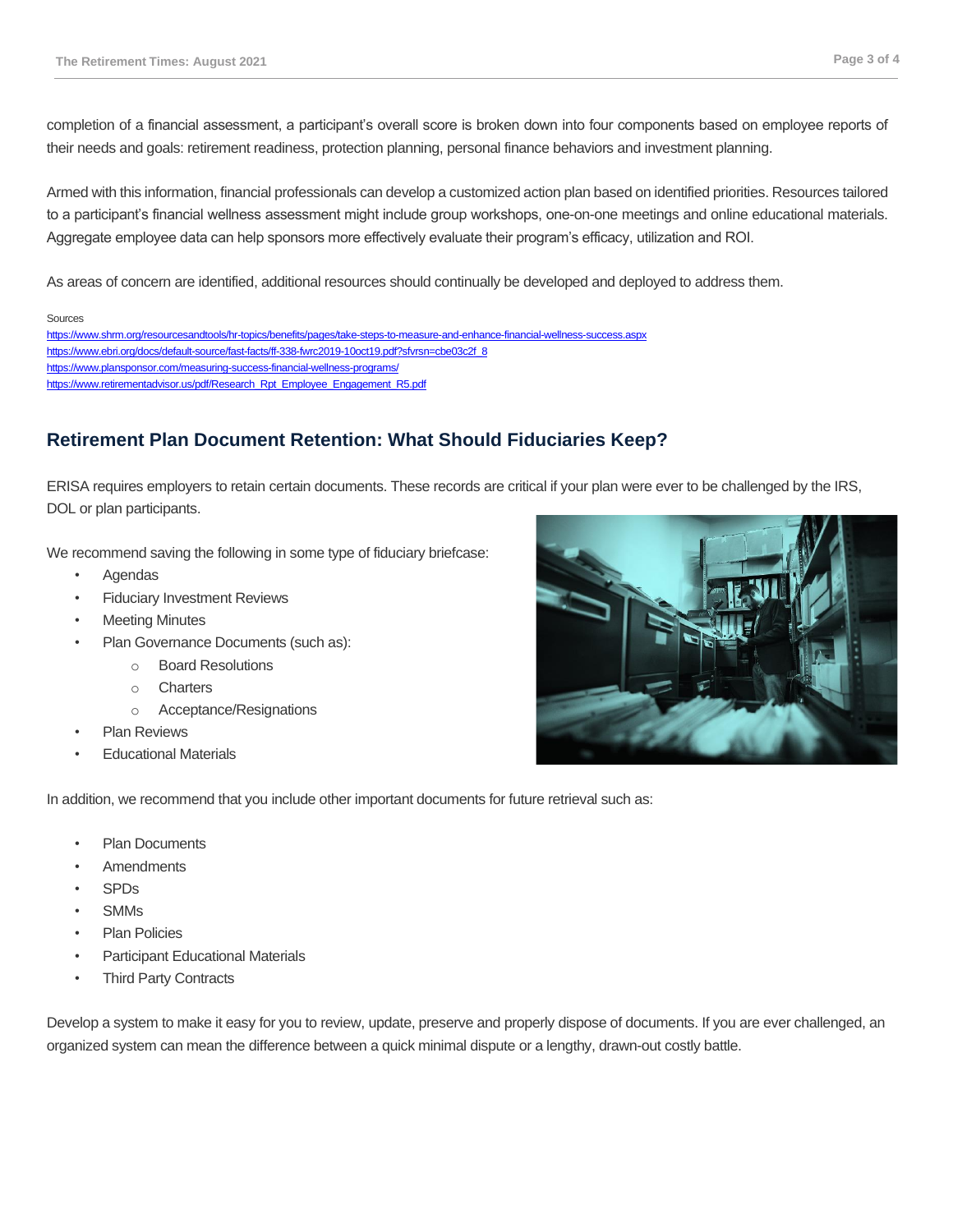completion of a financial assessment, a participant's overall score is broken down into four components based on employee reports of their needs and goals: retirement readiness, protection planning, personal finance behaviors and investment planning.

Armed with this information, financial professionals can develop a customized action plan based on identified priorities. Resources tailored to a participant's financial wellness assessment might include group workshops, one-on-one meetings and online educational materials. Aggregate employee data can help sponsors more effectively evaluate their program's efficacy, utilization and ROI.

As areas of concern are identified, additional resources should continually be developed and deployed to address them.

Sources
https://www.shrm.org/resourcesandtools/hr-topics/benefits/pages/take-steps-to-measure-and-enhance-financial-wellness-success.aspx
https://www.ebri.org/docs/default-source/fast-facts/ff-338-fwrc2019-10oct19.pdf?sfvrsn=cbe03c2f_8
https://www.plansponsor.com/measuring-success-financial-wellness-programs/
https://www.retirementadvisor.us/pdf/Research_Rpt_Employee_Engagement_R5.pdf

## Retirement Plan Document Retention: What Should Fiduciaries Keep?

ERISA requires employers to retain certain documents. These records are critical if your plan were ever to be challenged by the IRS, DOL or plan participants.

We recommend saving the following in some type of fiduciary briefcase:

- Agendas
- Fiduciary Investment Reviews
- Meeting Minutes
- Plan Governance Documents (such as):
  - Board Resolutions
  - Charters
  - Acceptance/Resignations
- Plan Reviews
- Educational Materials

In addition, we recommend that you include other important documents for future retrieval such as:

- Plan Documents
- Amendments
- SPDs
- SMMs
- Plan Policies
- Participant Educational Materials
- Third Party Contracts

Develop a system to make it easy for you to review, update, preserve and properly dispose of documents. If you are ever challenged, an organized system can mean the difference between a quick minimal dispute or a lengthy, drawn-out costly battle.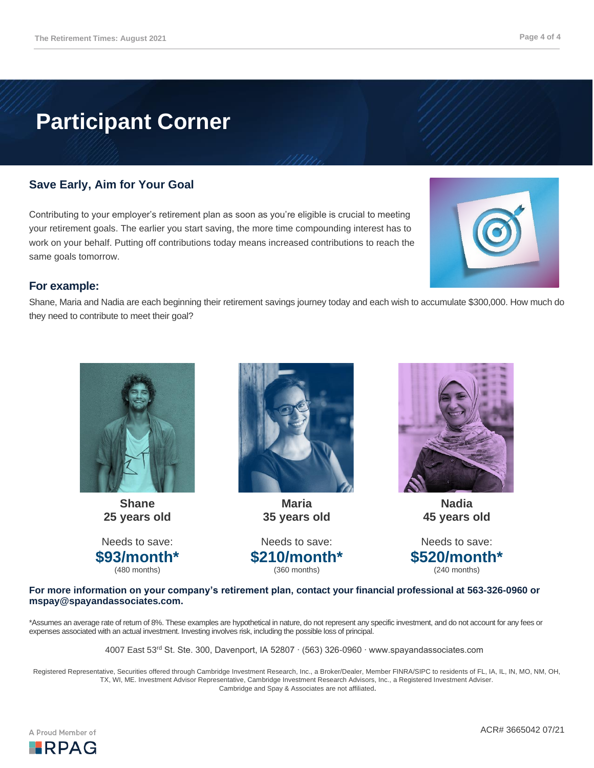# Participant Corner

## Save Early, Aim for Your Goal

Contributing to your employer's retirement plan as soon as you're eligible is crucial to meeting your retirement goals. The earlier you start saving, the more time compounding interest has to work on your behalf. Putting off contributions today means increased contributions to reach the same goals tomorrow.

### For example:

Shane, Maria and Nadia are each beginning their retirement savings journey today and each wish to accumulate $300,000. How much do they need to contribute to meet their goal?

**Shane**
**25 years old**

Needs to save:
**$93/month***
(480 months)

**Maria**
**35 years old**

Needs to save:
**$210/month***
(360 months)

**Nadia**
**45 years old**

Needs to save:
**$520/month***
(240 months)

**For more information on your company's retirement plan, contact your financial professional at 563-326-0960 or mspay@spayandassociates.com.**

*Assumes an average rate of return of 8%. These examples are hypothetical in nature, do not represent any specific investment, and do not account for any fees or expenses associated with an actual investment. Investing involves risk, including the possible loss of principal.

4007 East 53rd St. Ste. 300, Davenport, IA 52807 · (563) 326-0960 · www.spayandassociates.com

Registered Representative, Securities offered through Cambridge Investment Research, Inc., a Broker/Dealer, Member FINRA/SIPC to residents of FL, IA, IL, IN, MO, NM, OH, TX, WI, ME. Investment Advisor Representative, Cambridge Investment Research Advisors, Inc., a Registered Investment Adviser. Cambridge and Spay & Associates are not affiliated.

A Proud Member of RPAG

ACR# 3665042 07/21